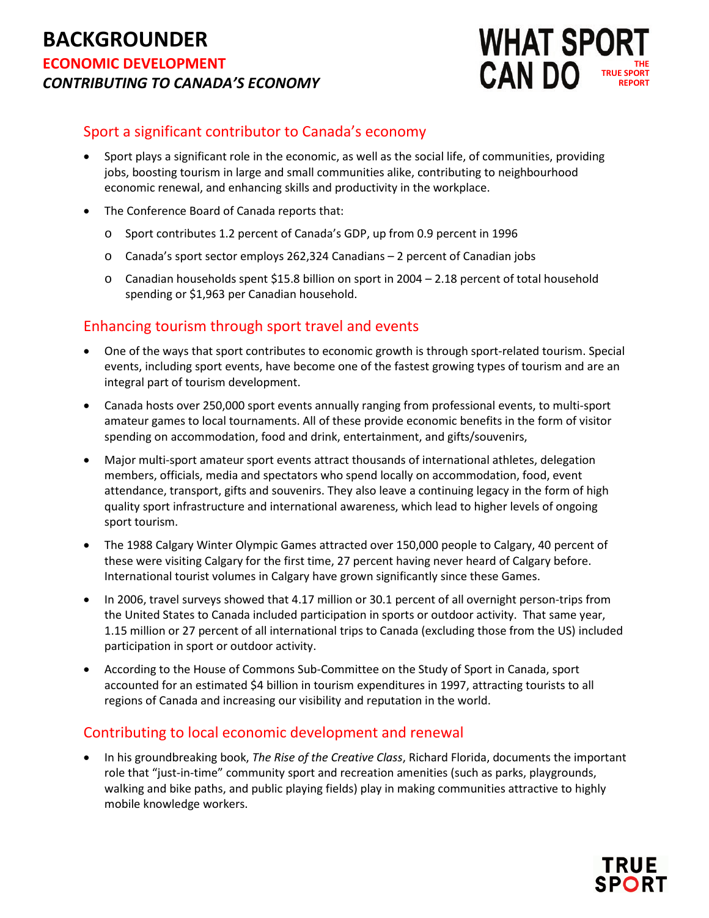# BACKGROUNDER

## ECONOMIC DEVELOPMENT

### *CONTRIBUTING TO CANADA'S ECONOMY*

**WHAT SPORT CAN DO** THE TRUE SPORT REPORT

## Sport a significant contributor to Canada's economy

- Sport plays a significant role in the economic, as well as the social life, of communities, providing jobs, boosting tourism in large and small communities alike, contributing to neighbourhood economic renewal, and enhancing skills and productivity in the workplace.
- The Conference Board of Canada reports that:
  - Sport contributes 1.2 percent of Canada's GDP, up from 0.9 percent in 1996
  - Canada's sport sector employs 262,324 Canadians – 2 percent of Canadian jobs
  - Canadian households spent $15.8 billion on sport in 2004 – 2.18 percent of total household spending or $1,963 per Canadian household.

## Enhancing tourism through sport travel and events

- One of the ways that sport contributes to economic growth is through sport-related tourism. Special events, including sport events, have become one of the fastest growing types of tourism and are an integral part of tourism development.
- Canada hosts over 250,000 sport events annually ranging from professional events, to multi-sport amateur games to local tournaments. All of these provide economic benefits in the form of visitor spending on accommodation, food and drink, entertainment, and gifts/souvenirs,
- Major multi-sport amateur sport events attract thousands of international athletes, delegation members, officials, media and spectators who spend locally on accommodation, food, event attendance, transport, gifts and souvenirs. They also leave a continuing legacy in the form of high quality sport infrastructure and international awareness, which lead to higher levels of ongoing sport tourism.
- The 1988 Calgary Winter Olympic Games attracted over 150,000 people to Calgary, 40 percent of these were visiting Calgary for the first time, 27 percent having never heard of Calgary before. International tourist volumes in Calgary have grown significantly since these Games.
- In 2006, travel surveys showed that 4.17 million or 30.1 percent of all overnight person-trips from the United States to Canada included participation in sports or outdoor activity. That same year, 1.15 million or 27 percent of all international trips to Canada (excluding those from the US) included participation in sport or outdoor activity.
- According to the House of Commons Sub-Committee on the Study of Sport in Canada, sport accounted for an estimated $4 billion in tourism expenditures in 1997, attracting tourists to all regions of Canada and increasing our visibility and reputation in the world.

## Contributing to local economic development and renewal

- In his groundbreaking book, *The Rise of the Creative Class*, Richard Florida, documents the important role that "just-in-time" community sport and recreation amenities (such as parks, playgrounds, walking and bike paths, and public playing fields) play in making communities attractive to highly mobile knowledge workers.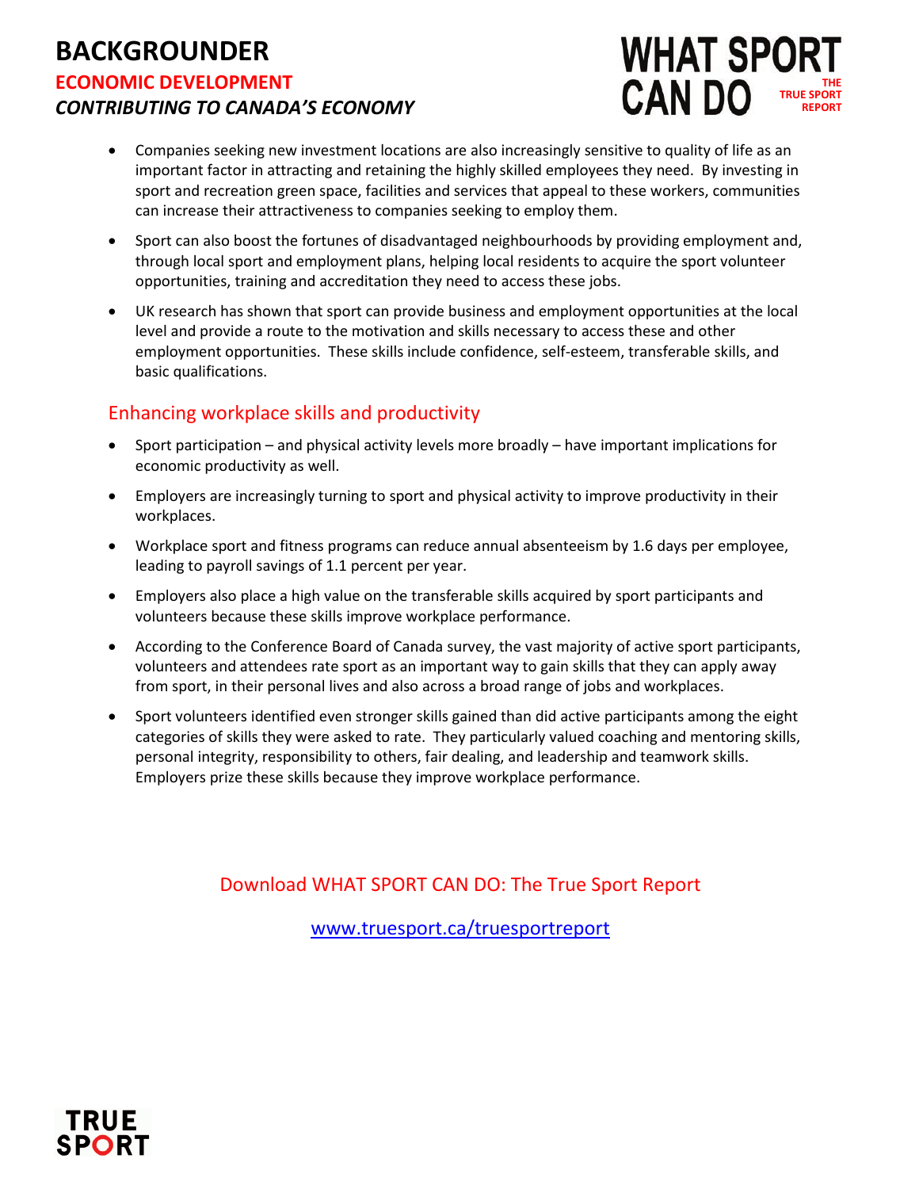# BACKGROUNDER

## ECONOMIC DEVELOPMENT

### *CONTRIBUTING TO CANADA'S ECONOMY*

- Companies seeking new investment locations are also increasingly sensitive to quality of life as an important factor in attracting and retaining the highly skilled employees they need. By investing in sport and recreation green space, facilities and services that appeal to these workers, communities can increase their attractiveness to companies seeking to employ them.
- Sport can also boost the fortunes of disadvantaged neighbourhoods by providing employment and, through local sport and employment plans, helping local residents to acquire the sport volunteer opportunities, training and accreditation they need to access these jobs.
- UK research has shown that sport can provide business and employment opportunities at the local level and provide a route to the motivation and skills necessary to access these and other employment opportunities. These skills include confidence, self-esteem, transferable skills, and basic qualifications.

## Enhancing workplace skills and productivity

- Sport participation – and physical activity levels more broadly – have important implications for economic productivity as well.
- Employers are increasingly turning to sport and physical activity to improve productivity in their workplaces.
- Workplace sport and fitness programs can reduce annual absenteeism by 1.6 days per employee, leading to payroll savings of 1.1 percent per year.
- Employers also place a high value on the transferable skills acquired by sport participants and volunteers because these skills improve workplace performance.
- According to the Conference Board of Canada survey, the vast majority of active sport participants, volunteers and attendees rate sport as an important way to gain skills that they can apply away from sport, in their personal lives and also across a broad range of jobs and workplaces.
- Sport volunteers identified even stronger skills gained than did active participants among the eight categories of skills they were asked to rate. They particularly valued coaching and mentoring skills, personal integrity, responsibility to others, fair dealing, and leadership and teamwork skills. Employers prize these skills because they improve workplace performance.

Download WHAT SPORT CAN DO: The True Sport Report

[www.truesport.ca/truesportreport](http://www.truesport.ca/truesportreport)